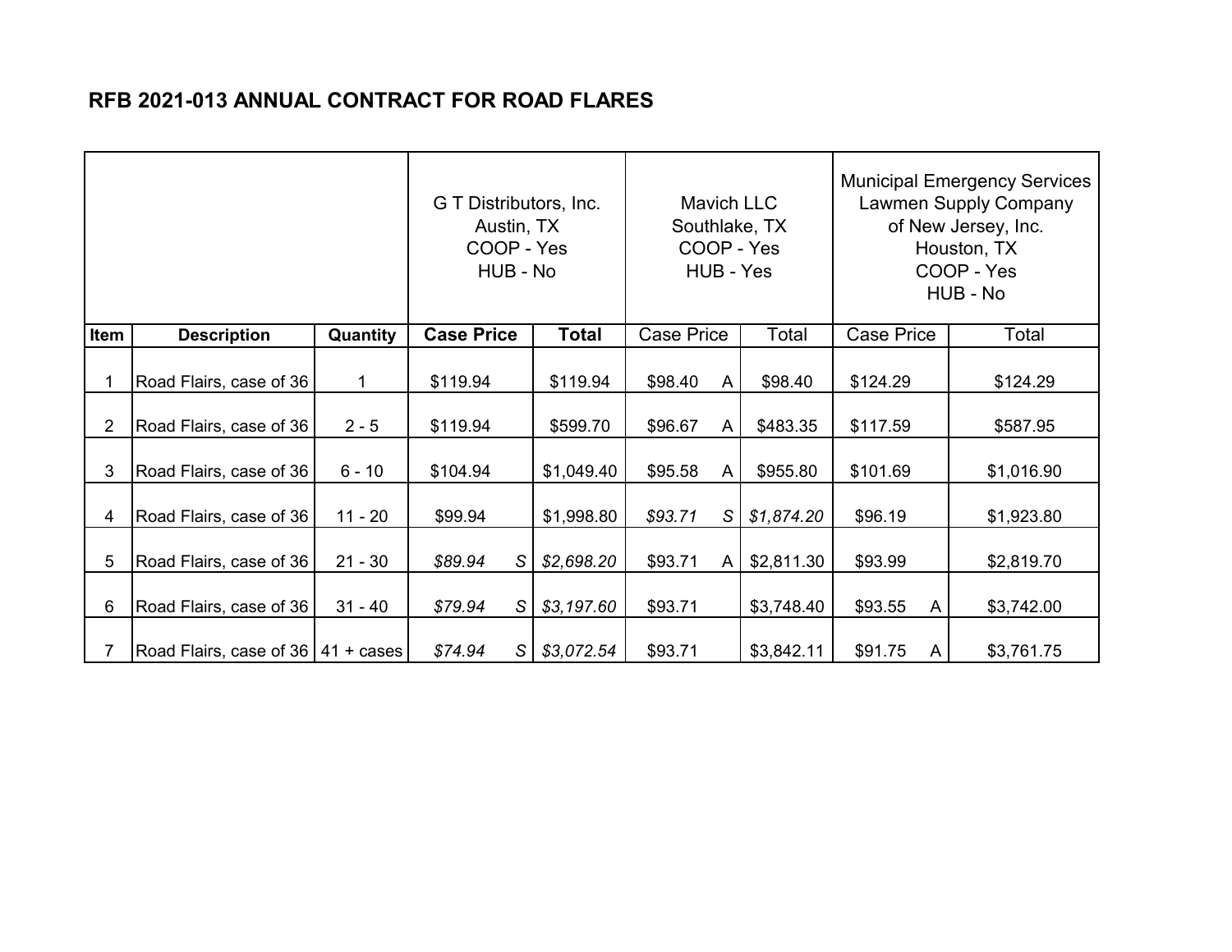# RFB 2021-013 ANNUAL CONTRACT FOR ROAD FLARES

| | | | G T Distributors, Inc. Austin, TX COOP - Yes HUB - No | | Mavich LLC Southlake, TX COOP - Yes HUB - Yes | | Municipal Emergency Services Lawmen Supply Company of New Jersey, Inc. Houston, TX COOP - Yes HUB - No | |
|---|---|---|---|---|---|---|---|---|
| **Item** | **Description** | **Quantity** | **Case Price** | **Total** | Case Price | Total | Case Price | Total |
| 1 | Road Flairs, case of 36 | 1 | $119.94 | $119.94 | $98.40 A | $98.40 | $124.29 | $124.29 |
| 2 | Road Flairs, case of 36 | 2 - 5 | $119.94 | $599.70 | $96.67 A | $483.35 | $117.59 | $587.95 |
| 3 | Road Flairs, case of 36 | 6 - 10 | $104.94 | $1,049.40 | $95.58 A | $955.80 | $101.69 | $1,016.90 |
| 4 | Road Flairs, case of 36 | 11 - 20 | $99.94 | $1,998.80 | *$93.71 S* | *$1,874.20* | $96.19 | $1,923.80 |
| 5 | Road Flairs, case of 36 | 21 - 30 | *$89.94 S* | *$2,698.20* | $93.71 A | $2,811.30 | $93.99 | $2,819.70 |
| 6 | Road Flairs, case of 36 | 31 - 40 | *$79.94 S* | *$3,197.60* | $93.71 | $3,748.40 | $93.55 A | $3,742.00 |
| 7 | Road Flairs, case of 36 | 41 + cases | *$74.94 S* | *$3,072.54* | $93.71 | $3,842.11 | $91.75 A | $3,761.75 |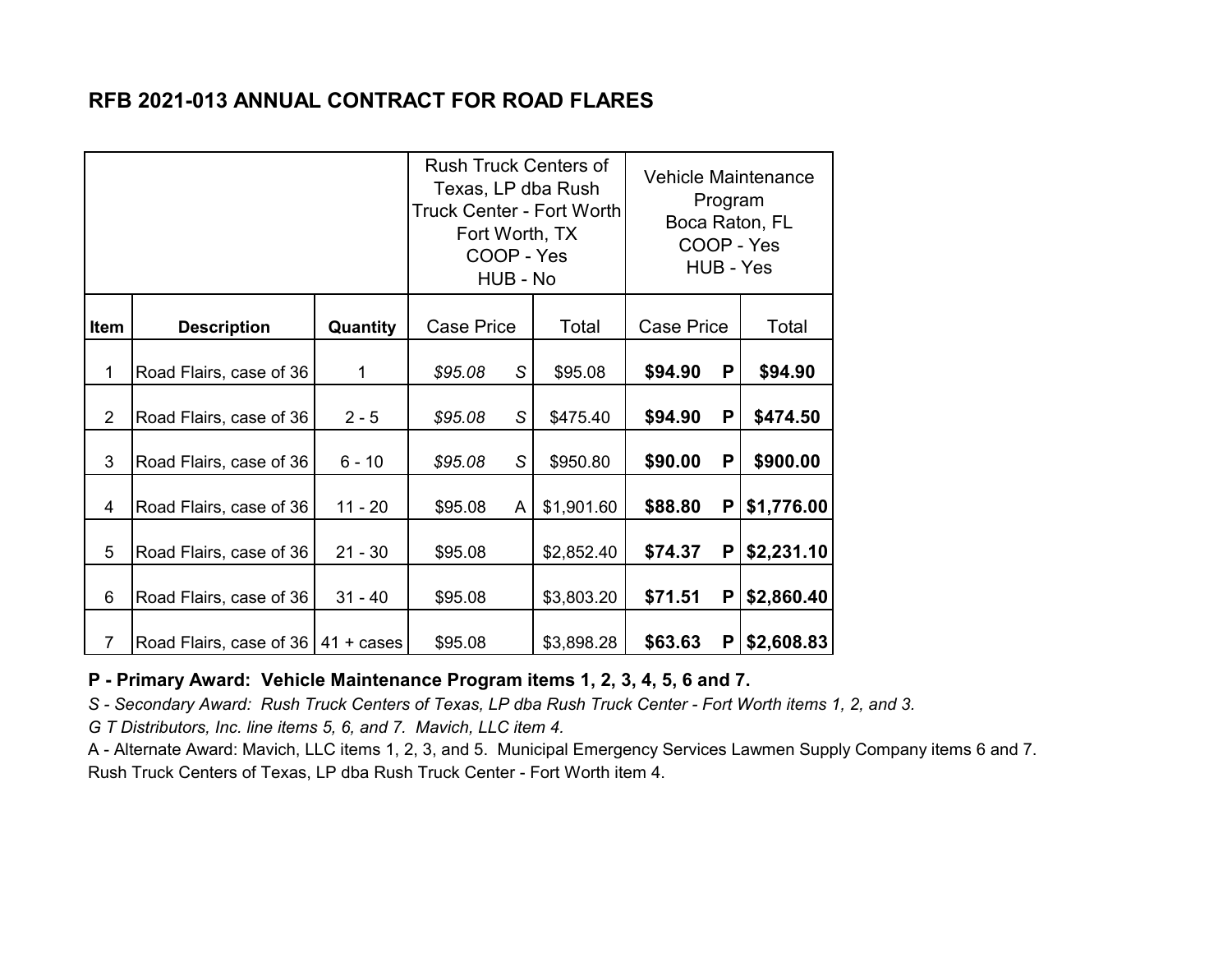## RFB 2021-013 ANNUAL CONTRACT FOR ROAD FLARES

| | | | Rush Truck Centers of Texas, LP dba Rush Truck Center - Fort Worth<br>Fort Worth, TX<br>COOP - Yes<br>HUB - No | | | Vehicle Maintenance Program<br>Boca Raton, FL<br>COOP - Yes<br>HUB - Yes | | |
|---|---|---|---|---|---|---|---|---|
| **Item** | **Description** | **Quantity** | Case Price | | Total | Case Price | | Total |
| 1 | Road Flairs, case of 36 | 1 | *$95.08* | *S* | $95.08 | **$94.90** | **P** | **$94.90** |
| 2 | Road Flairs, case of 36 | 2 - 5 | *$95.08* | *S* | $475.40 | **$94.90** | **P** | **$474.50** |
| 3 | Road Flairs, case of 36 | 6 - 10 | *$95.08* | *S* | $950.80 | **$90.00** | **P** | **$900.00** |
| 4 | Road Flairs, case of 36 | 11 - 20 | $95.08 | A | $1,901.60 | **$88.80** | **P** | **$1,776.00** |
| 5 | Road Flairs, case of 36 | 21 - 30 | $95.08 | | $2,852.40 | **$74.37** | **P** | **$2,231.10** |
| 6 | Road Flairs, case of 36 | 31 - 40 | $95.08 | | $3,803.20 | **$71.51** | **P** | **$2,860.40** |
| 7 | Road Flairs, case of 36 | 41 + cases | $95.08 | | $3,898.28 | **$63.63** | **P** | **$2,608.83** |

**P - Primary Award: Vehicle Maintenance Program items 1, 2, 3, 4, 5, 6 and 7.**

*S - Secondary Award: Rush Truck Centers of Texas, LP dba Rush Truck Center - Fort Worth items 1, 2, and 3. G T Distributors, Inc. line items 5, 6, and 7. Mavich, LLC item 4.*

A - Alternate Award: Mavich, LLC items 1, 2, 3, and 5. Municipal Emergency Services Lawmen Supply Company items 6 and 7. Rush Truck Centers of Texas, LP dba Rush Truck Center - Fort Worth item 4.